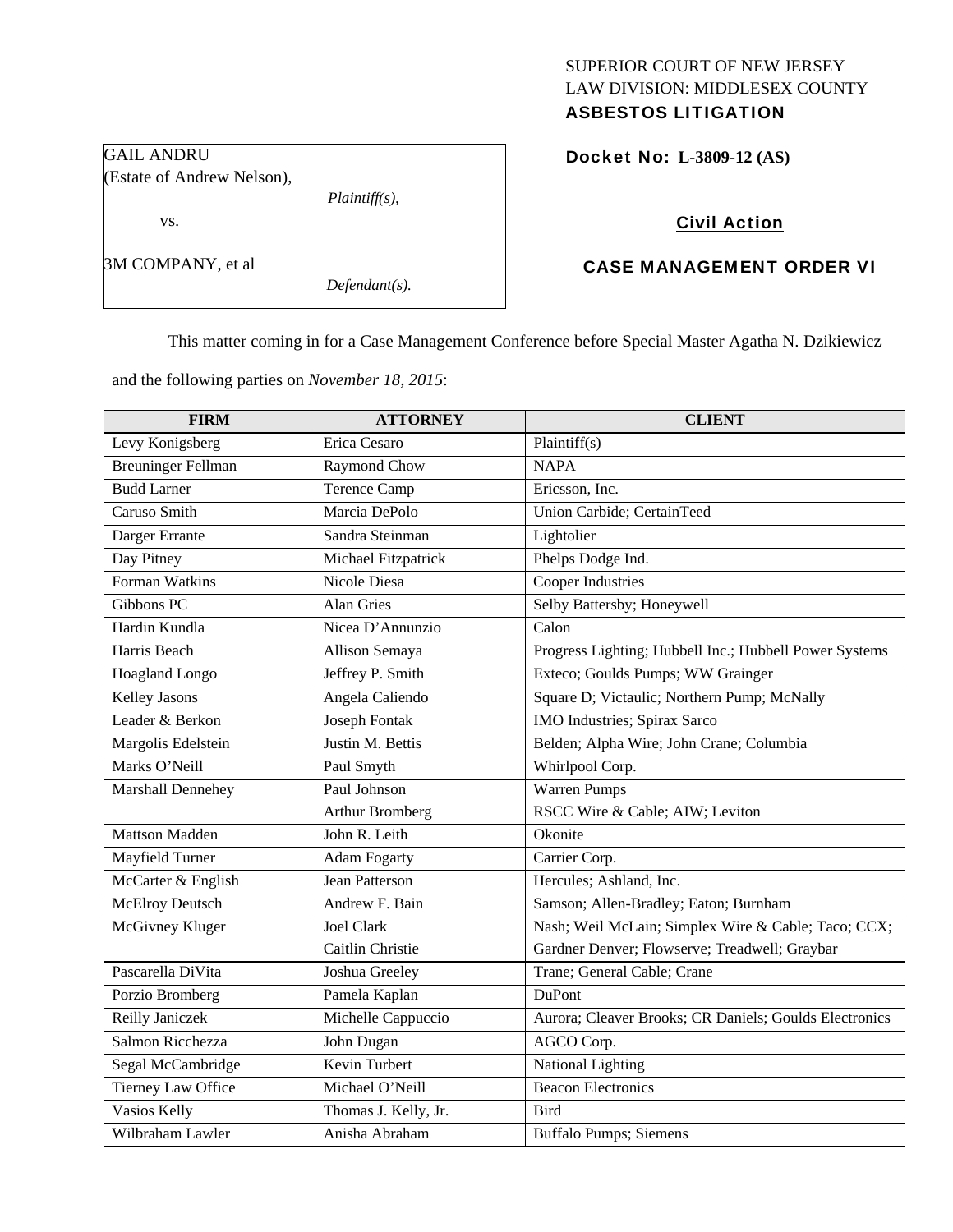SUPERIOR COURT OF NEW JERSEY
LAW DIVISION: MIDDLESEX COUNTY
**ASBESTOS LITIGATION**

GAIL ANDRU
(Estate of Andrew Nelson),
*Plaintiff(s),*

vs.

3M COMPANY, et al
*Defendant(s).*

**Docket No: L-3809-12 (AS)**

**Civil Action**

**CASE MANAGEMENT ORDER VI**

This matter coming in for a Case Management Conference before Special Master Agatha N. Dzikiewicz and the following parties on *November 18, 2015*:

| FIRM | ATTORNEY | CLIENT |
|---|---|---|
| Levy Konigsberg | Erica Cesaro | Plaintiff(s) |
| Breuninger Fellman | Raymond Chow | NAPA |
| Budd Larner | Terence Camp | Ericsson, Inc. |
| Caruso Smith | Marcia DePolo | Union Carbide; CertainTeed |
| Darger Errante | Sandra Steinman | Lightolier |
| Day Pitney | Michael Fitzpatrick | Phelps Dodge Ind. |
| Forman Watkins | Nicole Diesa | Cooper Industries |
| Gibbons PC | Alan Gries | Selby Battersby; Honeywell |
| Hardin Kundla | Nicea D'Annunzio | Calon |
| Harris Beach | Allison Semaya | Progress Lighting; Hubbell Inc.; Hubbell Power Systems |
| Hoagland Longo | Jeffrey P. Smith | Exteco; Goulds Pumps; WW Grainger |
| Kelley Jasons | Angela Caliendo | Square D; Victaulic; Northern Pump; McNally |
| Leader & Berkon | Joseph Fontak | IMO Industries; Spirax Sarco |
| Margolis Edelstein | Justin M. Bettis | Belden; Alpha Wire; John Crane; Columbia |
| Marks O'Neill | Paul Smyth | Whirlpool Corp. |
| Marshall Dennehey | Paul Johnson<br>Arthur Bromberg | Warren Pumps<br>RSCC Wire & Cable; AIW; Leviton |
| Mattson Madden | John R. Leith | Okonite |
| Mayfield Turner | Adam Fogarty | Carrier Corp. |
| McCarter & English | Jean Patterson | Hercules; Ashland, Inc. |
| McElroy Deutsch | Andrew F. Bain | Samson; Allen-Bradley; Eaton; Burnham |
| McGivney Kluger | Joel Clark<br>Caitlin Christie | Nash; Weil McLain; Simplex Wire & Cable; Taco; CCX; Gardner Denver; Flowserve; Treadwell; Graybar |
| Pascarella DiVita | Joshua Greeley | Trane; General Cable; Crane |
| Porzio Bromberg | Pamela Kaplan | DuPont |
| Reilly Janiczek | Michelle Cappuccio | Aurora; Cleaver Brooks; CR Daniels; Goulds Electronics |
| Salmon Ricchezza | John Dugan | AGCO Corp. |
| Segal McCambridge | Kevin Turbert | National Lighting |
| Tierney Law Office | Michael O'Neill | Beacon Electronics |
| Vasios Kelly | Thomas J. Kelly, Jr. | Bird |
| Wilbraham Lawler | Anisha Abraham | Buffalo Pumps; Siemens |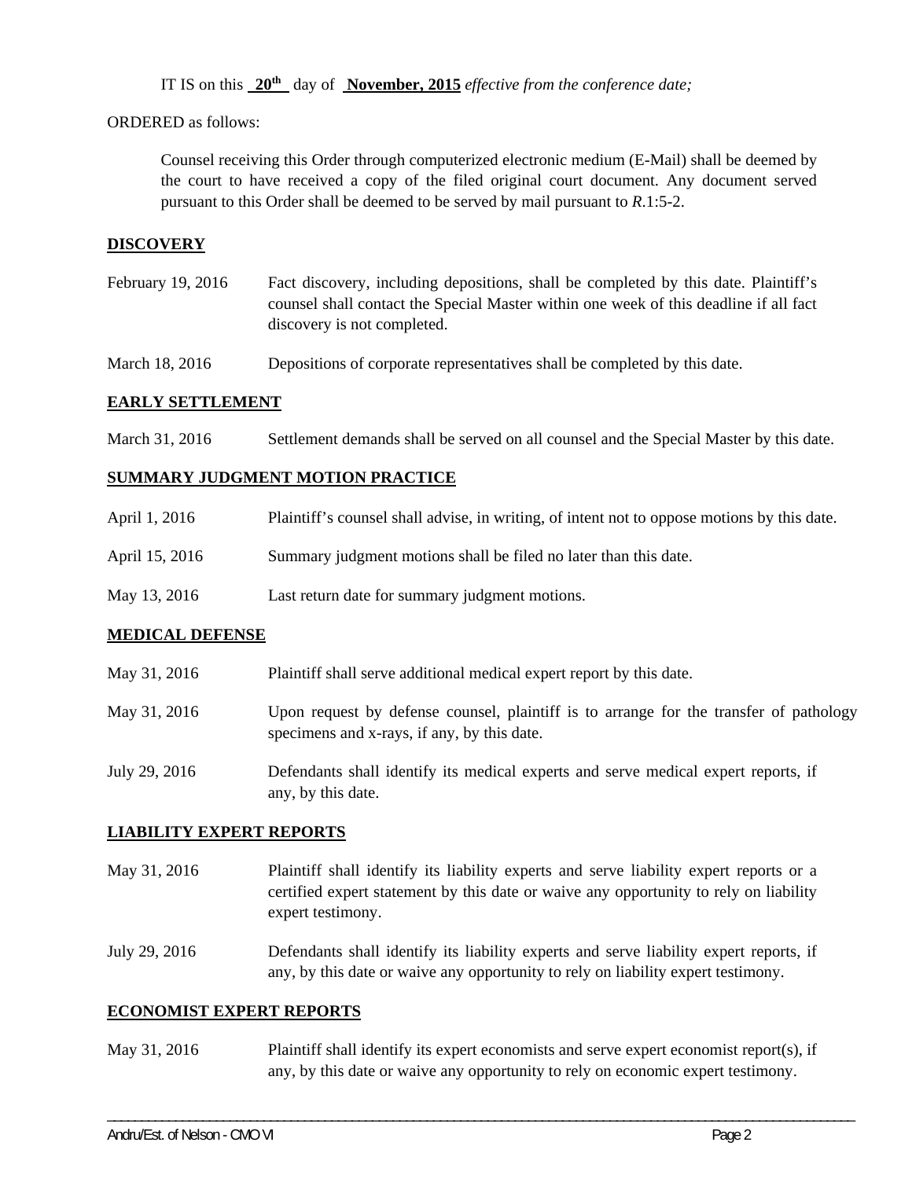IT IS on this **20th** day of **November, 2015** *effective from the conference date;*

ORDERED as follows:

Counsel receiving this Order through computerized electronic medium (E-Mail) shall be deemed by the court to have received a copy of the filed original court document. Any document served pursuant to this Order shall be deemed to be served by mail pursuant to *R*.1:5-2.

**DISCOVERY**

| | |
|---|---|
| February 19, 2016 | Fact discovery, including depositions, shall be completed by this date. Plaintiff's counsel shall contact the Special Master within one week of this deadline if all fact discovery is not completed. |
| March 18, 2016 | Depositions of corporate representatives shall be completed by this date. |

**EARLY SETTLEMENT**

| | |
|---|---|
| March 31, 2016 | Settlement demands shall be served on all counsel and the Special Master by this date. |

**SUMMARY JUDGMENT MOTION PRACTICE**

| | |
|---|---|
| April 1, 2016 | Plaintiff's counsel shall advise, in writing, of intent not to oppose motions by this date. |
| April 15, 2016 | Summary judgment motions shall be filed no later than this date. |
| May 13, 2016 | Last return date for summary judgment motions. |

**MEDICAL DEFENSE**

| | |
|---|---|
| May 31, 2016 | Plaintiff shall serve additional medical expert report by this date. |
| May 31, 2016 | Upon request by defense counsel, plaintiff is to arrange for the transfer of pathology specimens and x-rays, if any, by this date. |
| July 29, 2016 | Defendants shall identify its medical experts and serve medical expert reports, if any, by this date. |

**LIABILITY EXPERT REPORTS**

| | |
|---|---|
| May 31, 2016 | Plaintiff shall identify its liability experts and serve liability expert reports or a certified expert statement by this date or waive any opportunity to rely on liability expert testimony. |
| July 29, 2016 | Defendants shall identify its liability experts and serve liability expert reports, if any, by this date or waive any opportunity to rely on liability expert testimony. |

**ECONOMIST EXPERT REPORTS**

| | |
|---|---|
| May 31, 2016 | Plaintiff shall identify its expert economists and serve expert economist report(s), if any, by this date or waive any opportunity to rely on economic expert testimony. |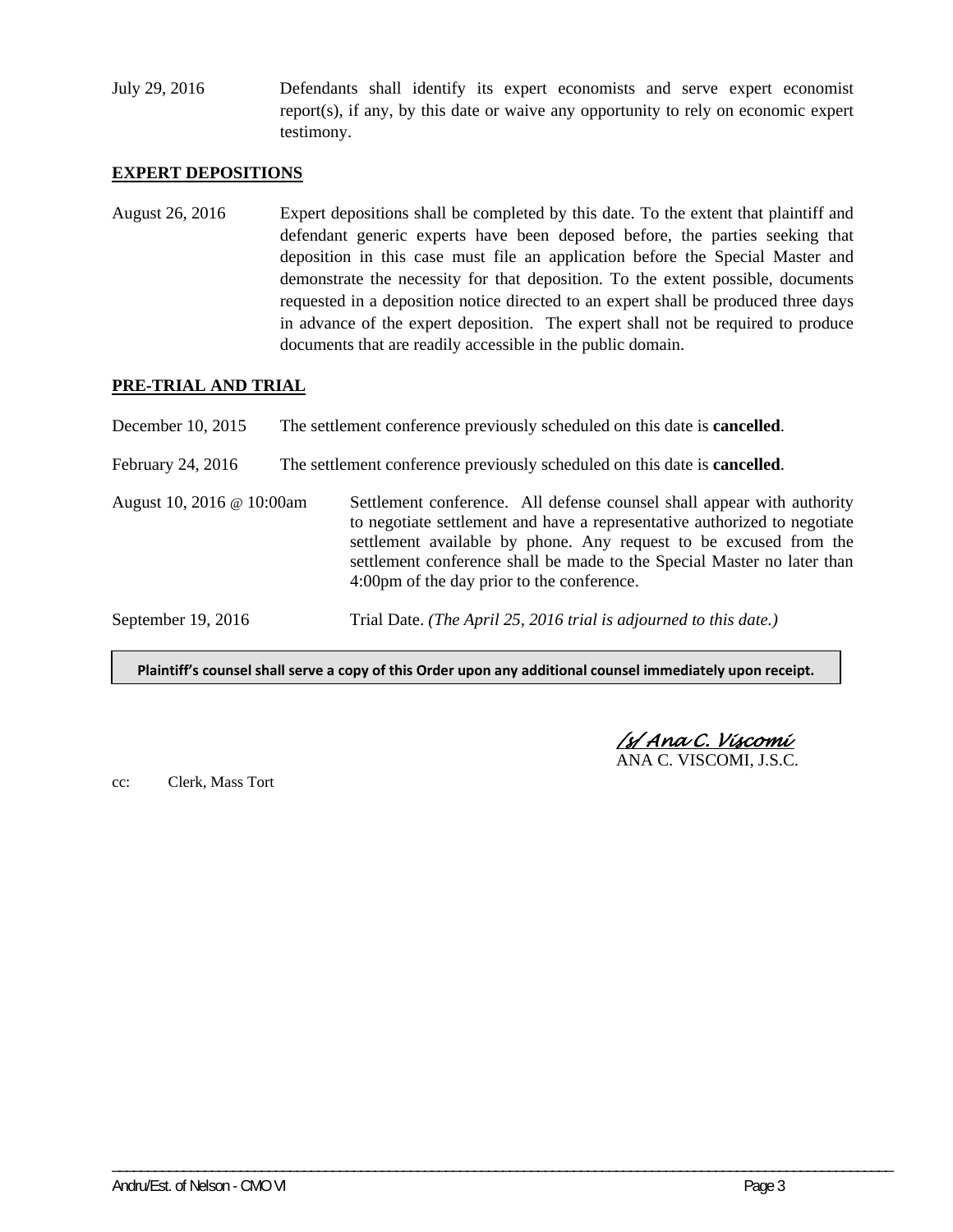July 29, 2016 Defendants shall identify its expert economists and serve expert economist report(s), if any, by this date or waive any opportunity to rely on economic expert testimony.

**EXPERT DEPOSITIONS**

August 26, 2016 Expert depositions shall be completed by this date. To the extent that plaintiff and defendant generic experts have been deposed before, the parties seeking that deposition in this case must file an application before the Special Master and demonstrate the necessity for that deposition. To the extent possible, documents requested in a deposition notice directed to an expert shall be produced three days in advance of the expert deposition. The expert shall not be required to produce documents that are readily accessible in the public domain.

**PRE-TRIAL AND TRIAL**

December 10, 2015 The settlement conference previously scheduled on this date is **cancelled**.

February 24, 2016 The settlement conference previously scheduled on this date is **cancelled**.

August 10, 2016 @ 10:00am Settlement conference. All defense counsel shall appear with authority to negotiate settlement and have a representative authorized to negotiate settlement available by phone. Any request to be excused from the settlement conference shall be made to the Special Master no later than 4:00pm of the day prior to the conference.

September 19, 2016 Trial Date. *(The April 25, 2016 trial is adjourned to this date.)*

**Plaintiff's counsel shall serve a copy of this Order upon any additional counsel immediately upon receipt.**

/s/ Ana C. Viscomi
ANA C. VISCOMI, J.S.C.

cc: Clerk, Mass Tort